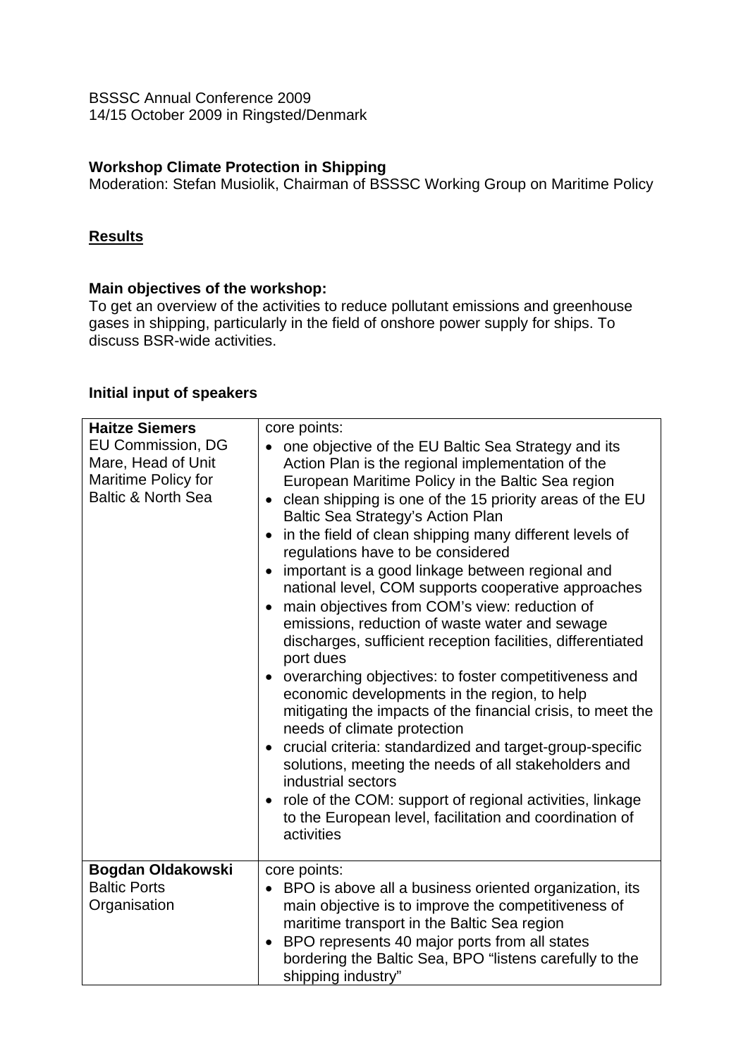BSSSC Annual Conference 2009
14/15 October 2009 in Ringsted/Denmark

**Workshop Climate Protection in Shipping**
Moderation: Stefan Musiolik, Chairman of BSSSC Working Group on Maritime Policy

## **Results**

**Main objectives of the workshop:**
To get an overview of the activities to reduce pollutant emissions and greenhouse gases in shipping, particularly in the field of onshore power supply for ships. To discuss BSR-wide activities.

**Initial input of speakers**

| | |
|---|---|
| **Haitze Siemers**<br>EU Commission, DG Mare, Head of Unit Maritime Policy for Baltic & North Sea | core points:<br>• one objective of the EU Baltic Sea Strategy and its Action Plan is the regional implementation of the European Maritime Policy in the Baltic Sea region<br>• clean shipping is one of the 15 priority areas of the EU Baltic Sea Strategy's Action Plan<br>• in the field of clean shipping many different levels of regulations have to be considered<br>• important is a good linkage between regional and national level, COM supports cooperative approaches<br>• main objectives from COM's view: reduction of emissions, reduction of waste water and sewage discharges, sufficient reception facilities, differentiated port dues<br>• overarching objectives: to foster competitiveness and economic developments in the region, to help mitigating the impacts of the financial crisis, to meet the needs of climate protection<br>• crucial criteria: standardized and target-group-specific solutions, meeting the needs of all stakeholders and industrial sectors<br>• role of the COM: support of regional activities, linkage to the European level, facilitation and coordination of activities |
| **Bogdan Oldakowski**<br>Baltic Ports Organisation | core points:<br>• BPO is above all a business oriented organization, its main objective is to improve the competitiveness of maritime transport in the Baltic Sea region<br>• BPO represents 40 major ports from all states bordering the Baltic Sea, BPO "listens carefully to the shipping industry" |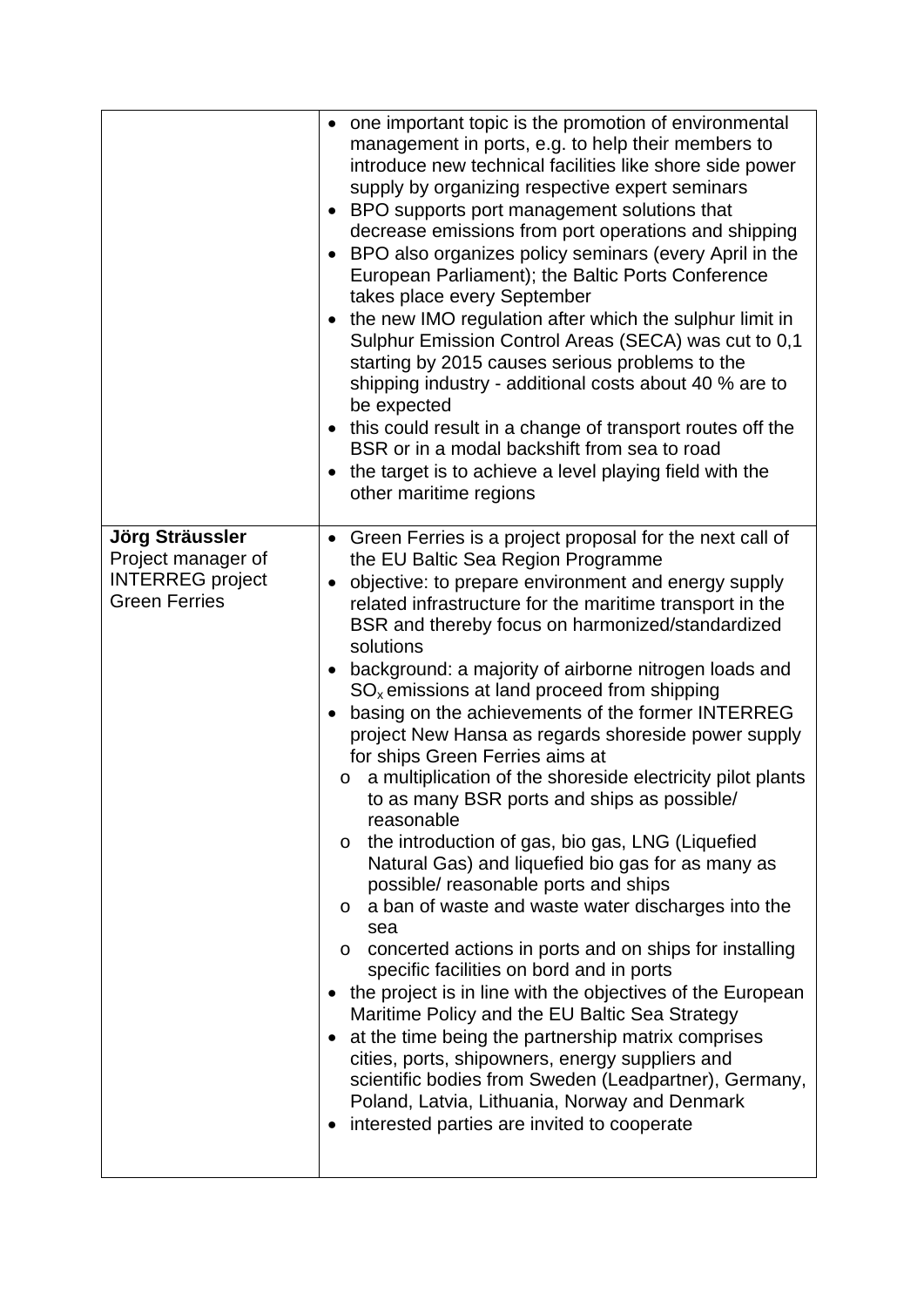| | |
|---|---|
| | • one important topic is the promotion of environmental management in ports, e.g. to help their members to introduce new technical facilities like shore side power supply by organizing respective expert seminars<br>• BPO supports port management solutions that decrease emissions from port operations and shipping<br>• BPO also organizes policy seminars (every April in the European Parliament); the Baltic Ports Conference takes place every September<br>• the new IMO regulation after which the sulphur limit in Sulphur Emission Control Areas (SECA) was cut to 0,1 starting by 2015 causes serious problems to the shipping industry - additional costs about 40 % are to be expected<br>• this could result in a change of transport routes off the BSR or in a modal backshift from sea to road<br>• the target is to achieve a level playing field with the other maritime regions |
| **Jörg Sträussler**<br>Project manager of INTERREG project Green Ferries | • Green Ferries is a project proposal for the next call of the EU Baltic Sea Region Programme<br>• objective: to prepare environment and energy supply related infrastructure for the maritime transport in the BSR and thereby focus on harmonized/standardized solutions<br>• background: a majority of airborne nitrogen loads and $SO_x$ emissions at land proceed from shipping<br>• basing on the achievements of the former INTERREG project New Hansa as regards shoreside power supply for ships Green Ferries aims at<br>  o a multiplication of the shoreside electricity pilot plants to as many BSR ports and ships as possible/ reasonable<br>  o the introduction of gas, bio gas, LNG (Liquefied Natural Gas) and liquefied bio gas for as many as possible/ reasonable ports and ships<br>  o a ban of waste and waste water discharges into the sea<br>  o concerted actions in ports and on ships for installing specific facilities on bord and in ports<br>• the project is in line with the objectives of the European Maritime Policy and the EU Baltic Sea Strategy<br>• at the time being the partnership matrix comprises cities, ports, shipowners, energy suppliers and scientific bodies from Sweden (Leadpartner), Germany, Poland, Latvia, Lithuania, Norway and Denmark<br>• interested parties are invited to cooperate |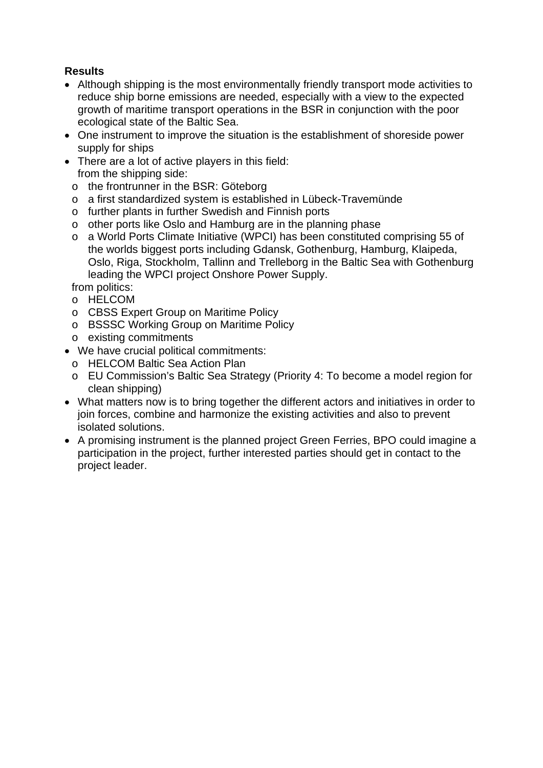**Results**

- Although shipping is the most environmentally friendly transport mode activities to reduce ship borne emissions are needed, especially with a view to the expected growth of maritime transport operations in the BSR in conjunction with the poor ecological state of the Baltic Sea.
- One instrument to improve the situation is the establishment of shoreside power supply for ships
- There are a lot of active players in this field:
  from the shipping side:
  - the frontrunner in the BSR: Göteborg
  - a first standardized system is established in Lübeck-Travemünde
  - further plants in further Swedish and Finnish ports
  - other ports like Oslo and Hamburg are in the planning phase
  - a World Ports Climate Initiative (WPCI) has been constituted comprising 55 of the worlds biggest ports including Gdansk, Gothenburg, Hamburg, Klaipeda, Oslo, Riga, Stockholm, Tallinn and Trelleborg in the Baltic Sea with Gothenburg leading the WPCI project Onshore Power Supply.

  from politics:
  - HELCOM
  - CBSS Expert Group on Maritime Policy
  - BSSSC Working Group on Maritime Policy
  - existing commitments
- We have crucial political commitments:
  - HELCOM Baltic Sea Action Plan
  - EU Commission's Baltic Sea Strategy (Priority 4: To become a model region for clean shipping)
- What matters now is to bring together the different actors and initiatives in order to join forces, combine and harmonize the existing activities and also to prevent isolated solutions.
- A promising instrument is the planned project Green Ferries, BPO could imagine a participation in the project, further interested parties should get in contact to the project leader.